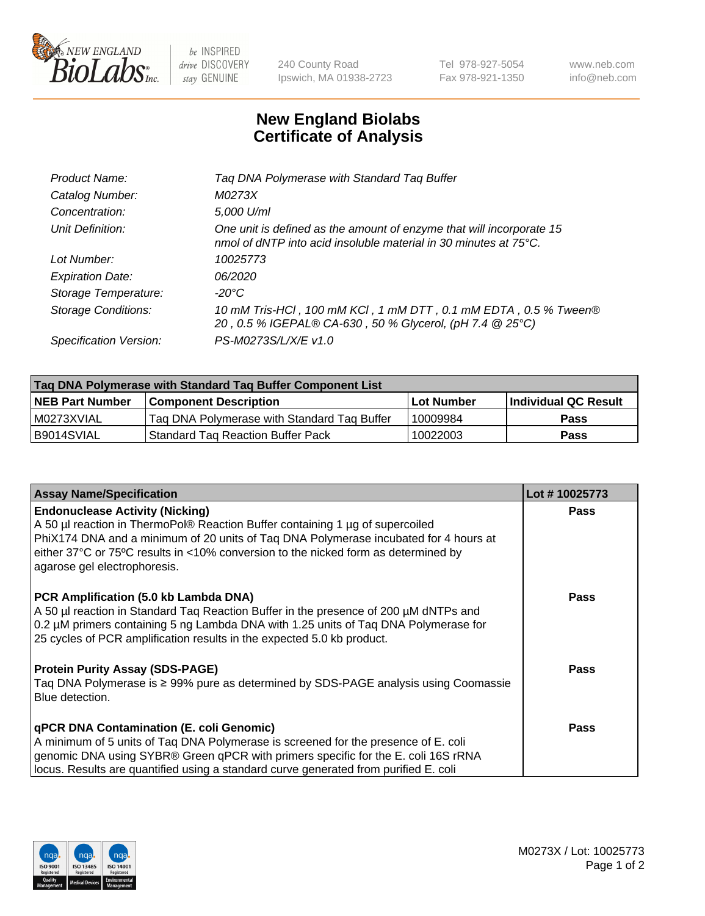# New England Biolabs Certificate of Analysis

| | |
|---|---|
| Product Name: | Taq DNA Polymerase with Standard Taq Buffer |
| Catalog Number: | M0273X |
| Concentration: | 5,000 U/ml |
| Unit Definition: | One unit is defined as the amount of enzyme that will incorporate 15 nmol of dNTP into acid insoluble material in 30 minutes at 75°C. |
| Lot Number: | 10025773 |
| Expiration Date: | 06/2020 |
| Storage Temperature: | -20°C |
| Storage Conditions: | 10 mM Tris-HCl , 100 mM KCl , 1 mM DTT , 0.1 mM EDTA , 0.5 % Tween® 20 , 0.5 % IGEPAL® CA-630 , 50 % Glycerol, (pH 7.4 @ 25°C) |
| Specification Version: | PS-M0273S/L/X/E v1.0 |

| Taq DNA Polymerase with Standard Taq Buffer Component List | | | |
|---|---|---|---|
| **NEB Part Number** | **Component Description** | **Lot Number** | **Individual QC Result** |
| M0273XVIAL | Taq DNA Polymerase with Standard Taq Buffer | 10009984 | Pass |
| B9014SVIAL | Standard Taq Reaction Buffer Pack | 10022003 | Pass |

| Assay Name/Specification | Lot # 10025773 |
|---|---|
| **Endonuclease Activity (Nicking)**<br>A 50 µl reaction in ThermoPol® Reaction Buffer containing 1 µg of supercoiled PhiX174 DNA and a minimum of 20 units of Taq DNA Polymerase incubated for 4 hours at either 37°C or 75ºC results in <10% conversion to the nicked form as determined by agarose gel electrophoresis. | Pass |
| **PCR Amplification (5.0 kb Lambda DNA)**<br>A 50 µl reaction in Standard Taq Reaction Buffer in the presence of 200 µM dNTPs and 0.2 µM primers containing 5 ng Lambda DNA with 1.25 units of Taq DNA Polymerase for 25 cycles of PCR amplification results in the expected 5.0 kb product. | Pass |
| **Protein Purity Assay (SDS-PAGE)**<br>Taq DNA Polymerase is ≥ 99% pure as determined by SDS-PAGE analysis using Coomassie Blue detection. | Pass |
| **qPCR DNA Contamination (E. coli Genomic)**<br>A minimum of 5 units of Taq DNA Polymerase is screened for the presence of E. coli genomic DNA using SYBR® Green qPCR with primers specific for the E. coli 16S rRNA locus. Results are quantified using a standard curve generated from purified E. coli | Pass |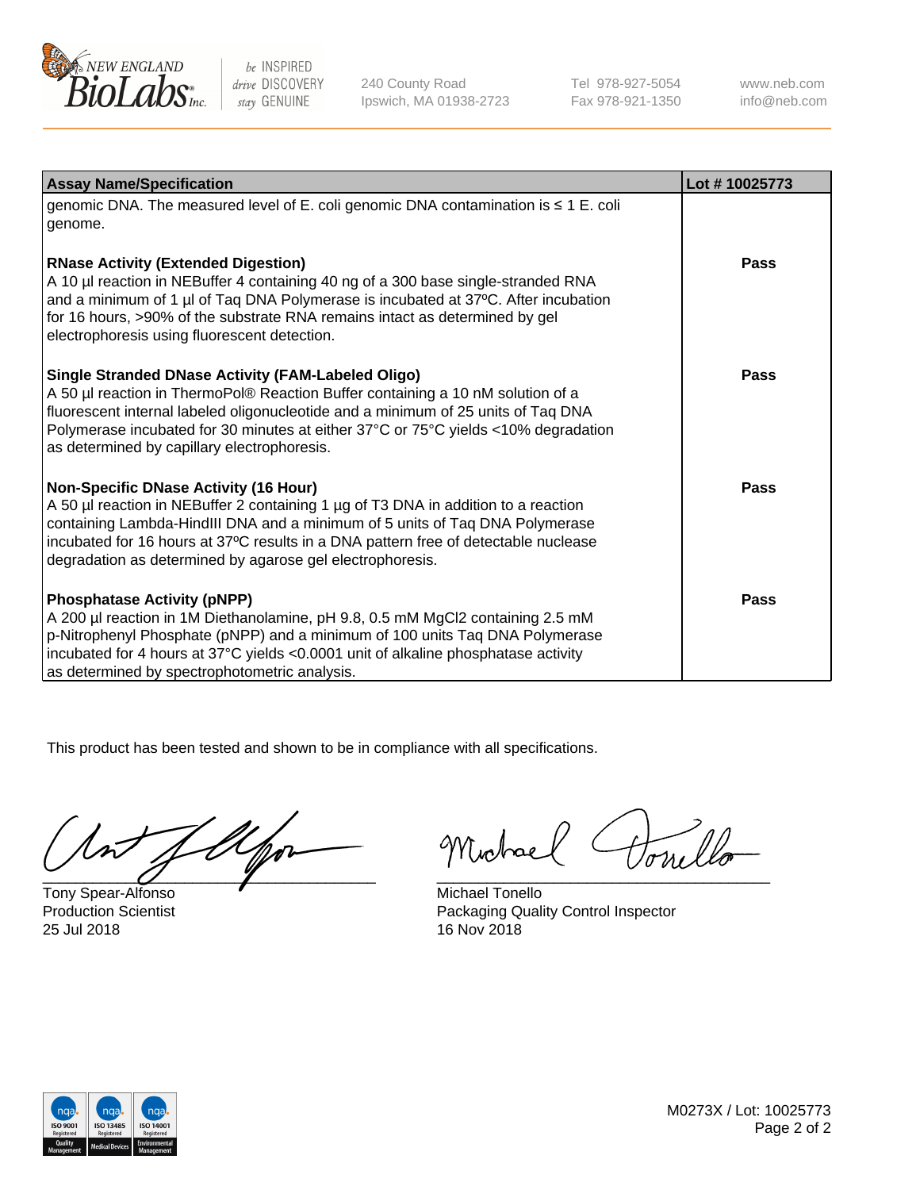| Assay Name/Specification | Lot # 10025773 |
| --- | --- |
| genomic DNA. The measured level of E. coli genomic DNA contamination is ≤ 1 E. coli genome. | |
| **RNase Activity (Extended Digestion)**<br>A 10 µl reaction in NEBuffer 4 containing 40 ng of a 300 base single-stranded RNA and a minimum of 1 µl of Taq DNA Polymerase is incubated at 37ºC. After incubation for 16 hours, >90% of the substrate RNA remains intact as determined by gel electrophoresis using fluorescent detection. | **Pass** |
| **Single Stranded DNase Activity (FAM-Labeled Oligo)**<br>A 50 µl reaction in ThermoPol® Reaction Buffer containing a 10 nM solution of a fluorescent internal labeled oligonucleotide and a minimum of 25 units of Taq DNA Polymerase incubated for 30 minutes at either 37°C or 75°C yields <10% degradation as determined by capillary electrophoresis. | **Pass** |
| **Non-Specific DNase Activity (16 Hour)**<br>A 50 µl reaction in NEBuffer 2 containing 1 µg of T3 DNA in addition to a reaction containing Lambda-HindIII DNA and a minimum of 5 units of Taq DNA Polymerase incubated for 16 hours at 37ºC results in a DNA pattern free of detectable nuclease degradation as determined by agarose gel electrophoresis. | **Pass** |
| **Phosphatase Activity (pNPP)**<br>A 200 µl reaction in 1M Diethanolamine, pH 9.8, 0.5 mM $MgCl_2$ containing 2.5 mM p-Nitrophenyl Phosphate (pNPP) and a minimum of 100 units Taq DNA Polymerase incubated for 4 hours at 37°C yields <0.0001 unit of alkaline phosphatase activity as determined by spectrophotometric analysis. | **Pass** |

This product has been tested and shown to be in compliance with all specifications.

Tony Spear-Alfonso
Production Scientist
25 Jul 2018

Michael Tonello
Packaging Quality Control Inspector
16 Nov 2018

M0273X / Lot: 10025773